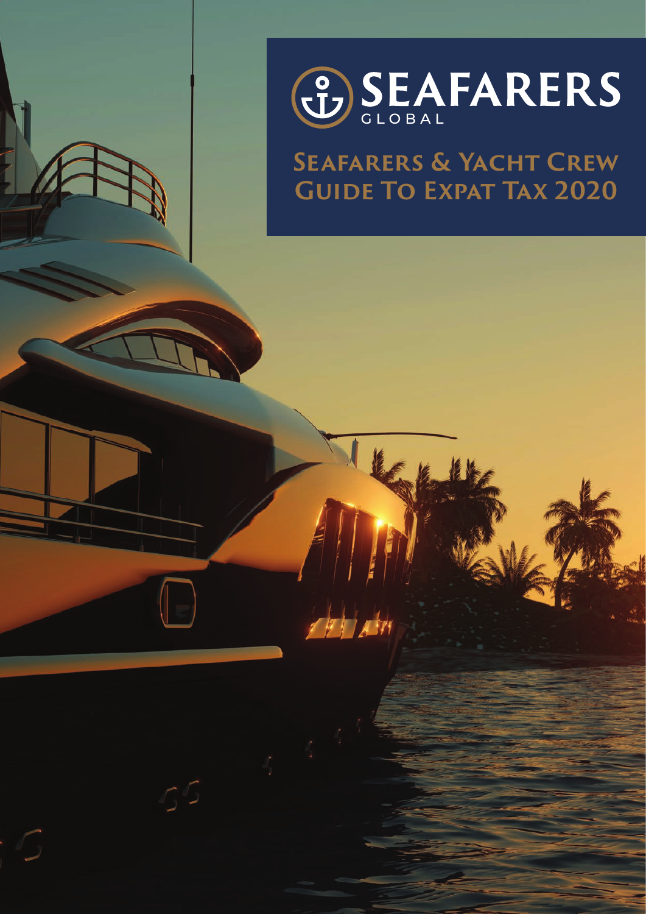# SEAFARERS GLOBAL

## Seafarers & Yacht Crew Guide To Expat Tax 2020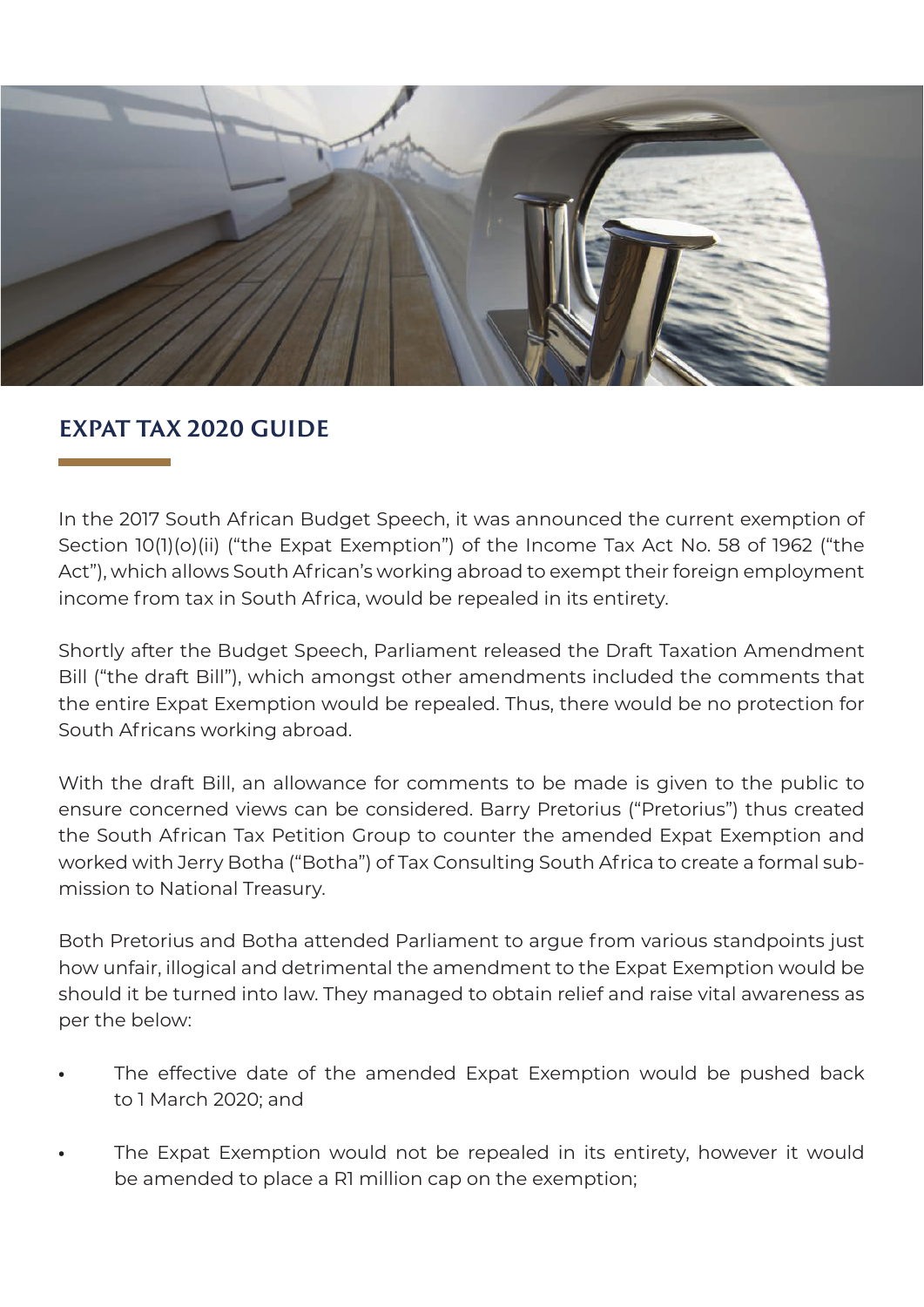## EXPAT TAX 2020 GUIDE

In the 2017 South African Budget Speech, it was announced the current exemption of Section 10(1)(o)(ii) ("the Expat Exemption") of the Income Tax Act No. 58 of 1962 ("the Act"), which allows South African's working abroad to exempt their foreign employment income from tax in South Africa, would be repealed in its entirety.

Shortly after the Budget Speech, Parliament released the Draft Taxation Amendment Bill ("the draft Bill"), which amongst other amendments included the comments that the entire Expat Exemption would be repealed. Thus, there would be no protection for South Africans working abroad.

With the draft Bill, an allowance for comments to be made is given to the public to ensure concerned views can be considered. Barry Pretorius ("Pretorius") thus created the South African Tax Petition Group to counter the amended Expat Exemption and worked with Jerry Botha ("Botha") of Tax Consulting South Africa to create a formal submission to National Treasury.

Both Pretorius and Botha attended Parliament to argue from various standpoints just how unfair, illogical and detrimental the amendment to the Expat Exemption would be should it be turned into law. They managed to obtain relief and raise vital awareness as per the below:

- The effective date of the amended Expat Exemption would be pushed back to 1 March 2020; and
- The Expat Exemption would not be repealed in its entirety, however it would be amended to place a R1 million cap on the exemption;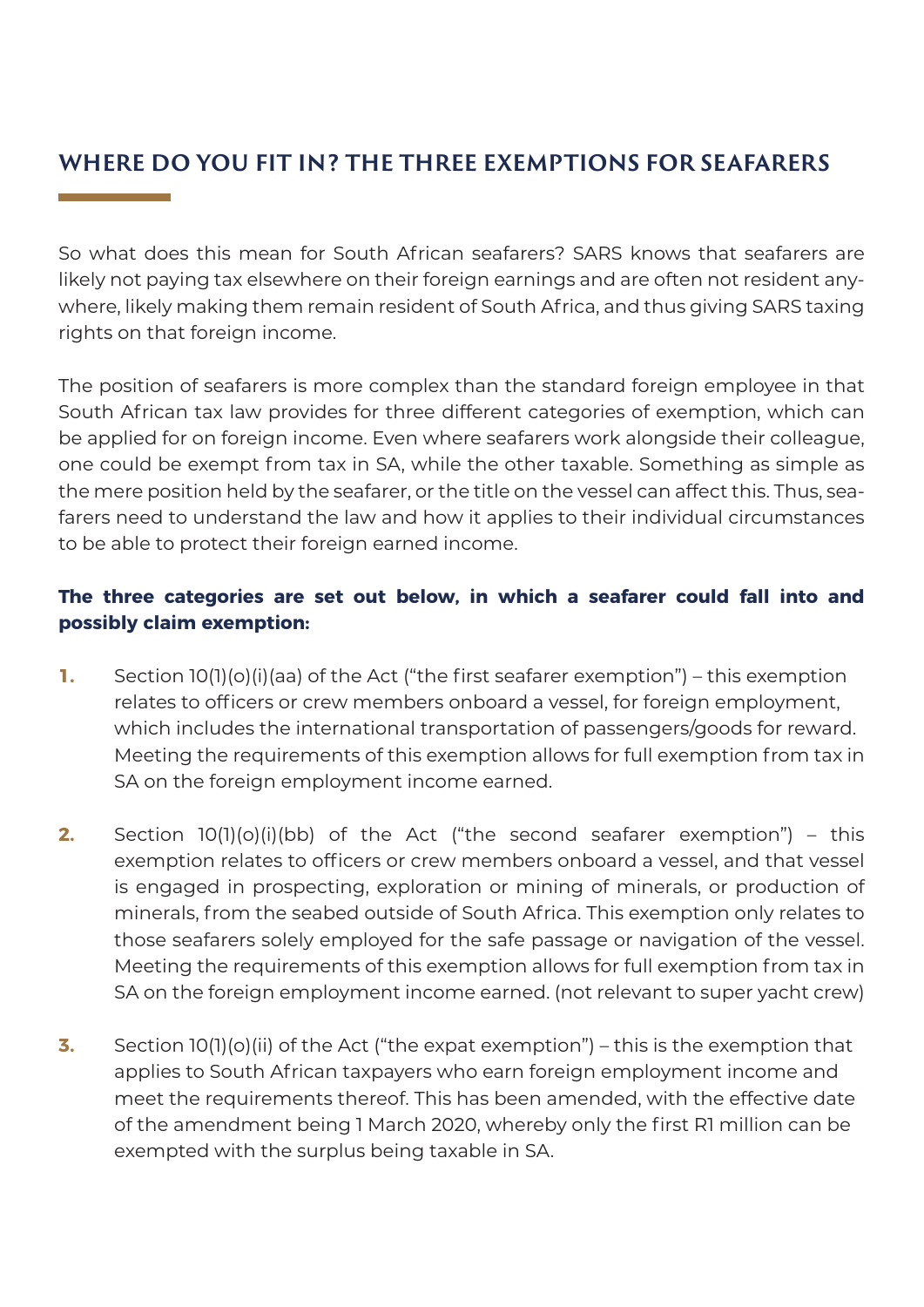## WHERE DO YOU FIT IN? THE THREE EXEMPTIONS FOR SEAFARERS

So what does this mean for South African seafarers? SARS knows that seafarers are likely not paying tax elsewhere on their foreign earnings and are often not resident anywhere, likely making them remain resident of South Africa, and thus giving SARS taxing rights on that foreign income.

The position of seafarers is more complex than the standard foreign employee in that South African tax law provides for three different categories of exemption, which can be applied for on foreign income. Even where seafarers work alongside their colleague, one could be exempt from tax in SA, while the other taxable. Something as simple as the mere position held by the seafarer, or the title on the vessel can affect this. Thus, seafarers need to understand the law and how it applies to their individual circumstances to be able to protect their foreign earned income.

**The three categories are set out below, in which a seafarer could fall into and possibly claim exemption:**

1. Section 10(1)(o)(i)(aa) of the Act ("the first seafarer exemption") – this exemption relates to officers or crew members onboard a vessel, for foreign employment, which includes the international transportation of passengers/goods for reward. Meeting the requirements of this exemption allows for full exemption from tax in SA on the foreign employment income earned.

2. Section 10(1)(o)(i)(bb) of the Act ("the second seafarer exemption") – this exemption relates to officers or crew members onboard a vessel, and that vessel is engaged in prospecting, exploration or mining of minerals, or production of minerals, from the seabed outside of South Africa. This exemption only relates to those seafarers solely employed for the safe passage or navigation of the vessel. Meeting the requirements of this exemption allows for full exemption from tax in SA on the foreign employment income earned. (not relevant to super yacht crew)

3. Section 10(1)(o)(ii) of the Act ("the expat exemption") – this is the exemption that applies to South African taxpayers who earn foreign employment income and meet the requirements thereof. This has been amended, with the effective date of the amendment being 1 March 2020, whereby only the first R1 million can be exempted with the surplus being taxable in SA.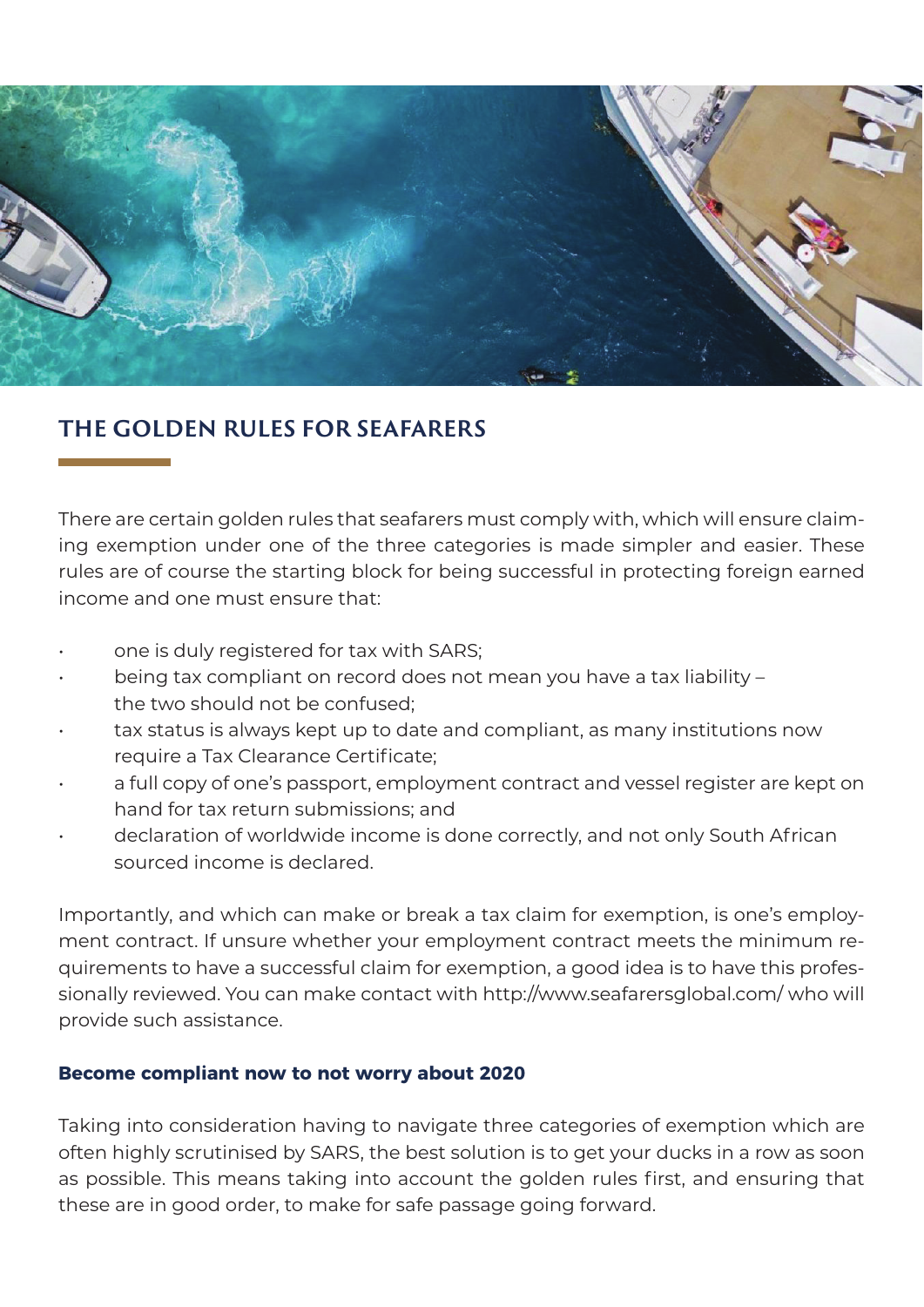## THE GOLDEN RULES FOR SEAFARERS

There are certain golden rules that seafarers must comply with, which will ensure claiming exemption under one of the three categories is made simpler and easier. These rules are of course the starting block for being successful in protecting foreign earned income and one must ensure that:

- one is duly registered for tax with SARS;
- being tax compliant on record does not mean you have a tax liability – the two should not be confused;
- tax status is always kept up to date and compliant, as many institutions now require a Tax Clearance Certificate;
- a full copy of one's passport, employment contract and vessel register are kept on hand for tax return submissions; and
- declaration of worldwide income is done correctly, and not only South African sourced income is declared.

Importantly, and which can make or break a tax claim for exemption, is one's employment contract. If unsure whether your employment contract meets the minimum requirements to have a successful claim for exemption, a good idea is to have this professionally reviewed. You can make contact with http://www.seafarersglobal.com/ who will provide such assistance.

**Become compliant now to not worry about 2020**

Taking into consideration having to navigate three categories of exemption which are often highly scrutinised by SARS, the best solution is to get your ducks in a row as soon as possible. This means taking into account the golden rules first, and ensuring that these are in good order, to make for safe passage going forward.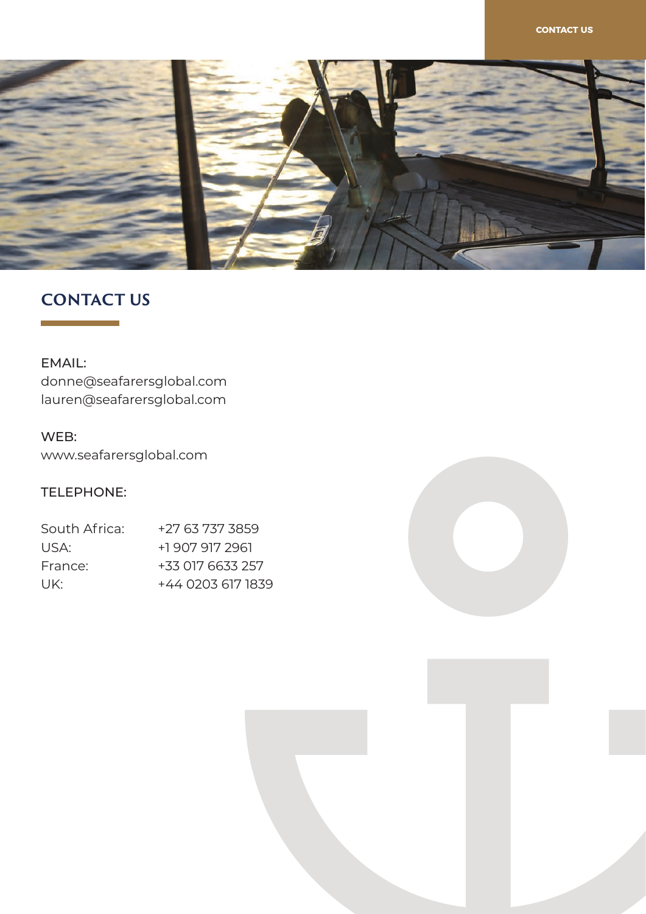## CONTACT US

EMAIL:
donne@seafarersglobal.com
lauren@seafarersglobal.com

WEB:
www.seafarersglobal.com

TELEPHONE:

| | |
|---|---|
| South Africa: | +27 63 737 3859 |
| USA: | +1 907 917 2961 |
| France: | +33 017 6633 257 |
| UK: | +44 0203 617 1839 |